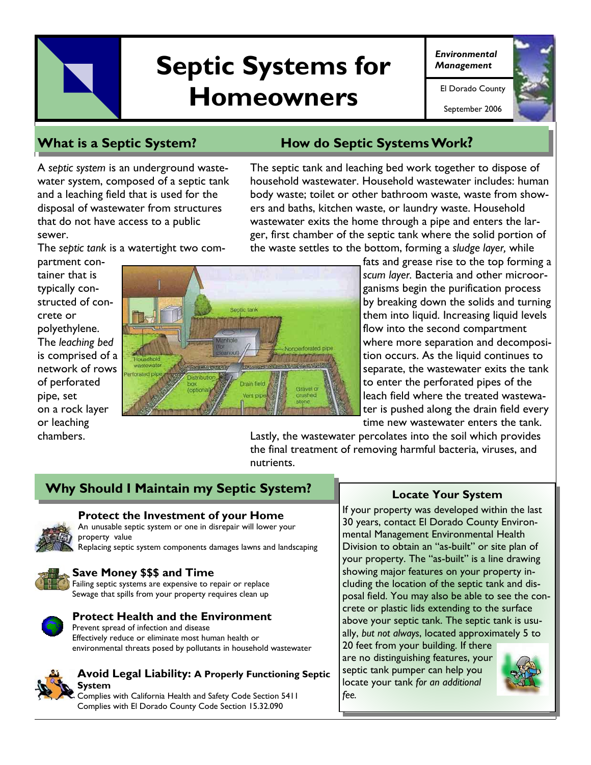# Septic Systems for Homeowners

*Environmental Management*

El Dorado County

September 2006

## What is a Septic System?

A *septic system* is an underground wastewater system, composed of a septic tank and a leaching field that is used for the disposal of wastewater from structures that do not have access to a public sewer.

The *septic tank* is a watertight two compartment container that is typically constructed of concrete or polyethylene. The *leaching bed* is comprised of a network of rows of perforated pipe, set on a rock layer or leaching chambers.

## How do Septic Systems Work?

The septic tank and leaching bed work together to dispose of household wastewater. Household wastewater includes: human body waste; toilet or other bathroom waste, waste from showers and baths, kitchen waste, or laundry waste. Household wastewater exits the home through a pipe and enters the larger, first chamber of the septic tank where the solid portion of the waste settles to the bottom, forming a *sludge layer,* while fats and grease rise to the top forming a *scum layer*. Bacteria and other microorganisms begin the purification process by breaking down the solids and turning them into liquid. Increasing liquid levels flow into the second compartment where more separation and decomposition occurs. As the liquid continues to separate, the wastewater exits the tank to enter the perforated pipes of the leach field where the treated wastewater is pushed along the drain field every time new wastewater enters the tank. Lastly, the wastewater percolates into the soil which provides the final treatment of removing harmful bacteria, viruses, and nutrients.

## Why Should I Maintain my Septic System?

### Protect the Investment of your Home

An unusable septic system or one in disrepair will lower your property value

Replacing septic system components damages lawns and landscaping

### Save Money $$$ and Time

Failing septic systems are expensive to repair or replace

Sewage that spills from your property requires clean up

### Protect Health and the Environment

Prevent spread of infection and disease

Effectively reduce or eliminate most human health or environmental threats posed by pollutants in household wastewater

### Avoid Legal Liability: A Properly Functioning Septic System

Complies with California Health and Safety Code Section 5411

Complies with El Dorado County Code Section 15.32.090

## Locate Your System

If your property was developed within the last 30 years, contact El Dorado County Environmental Management Environmental Health Division to obtain an "as-built" or site plan of your property. The "as-built" is a line drawing showing major features on your property including the location of the septic tank and disposal field. You may also be able to see the concrete or plastic lids extending to the surface above your septic tank. The septic tank is usually, *but not always*, located approximately 5 to 20 feet from your building. If there are no distinguishing features, your septic tank pumper can help you locate your tank *for an additional fee.*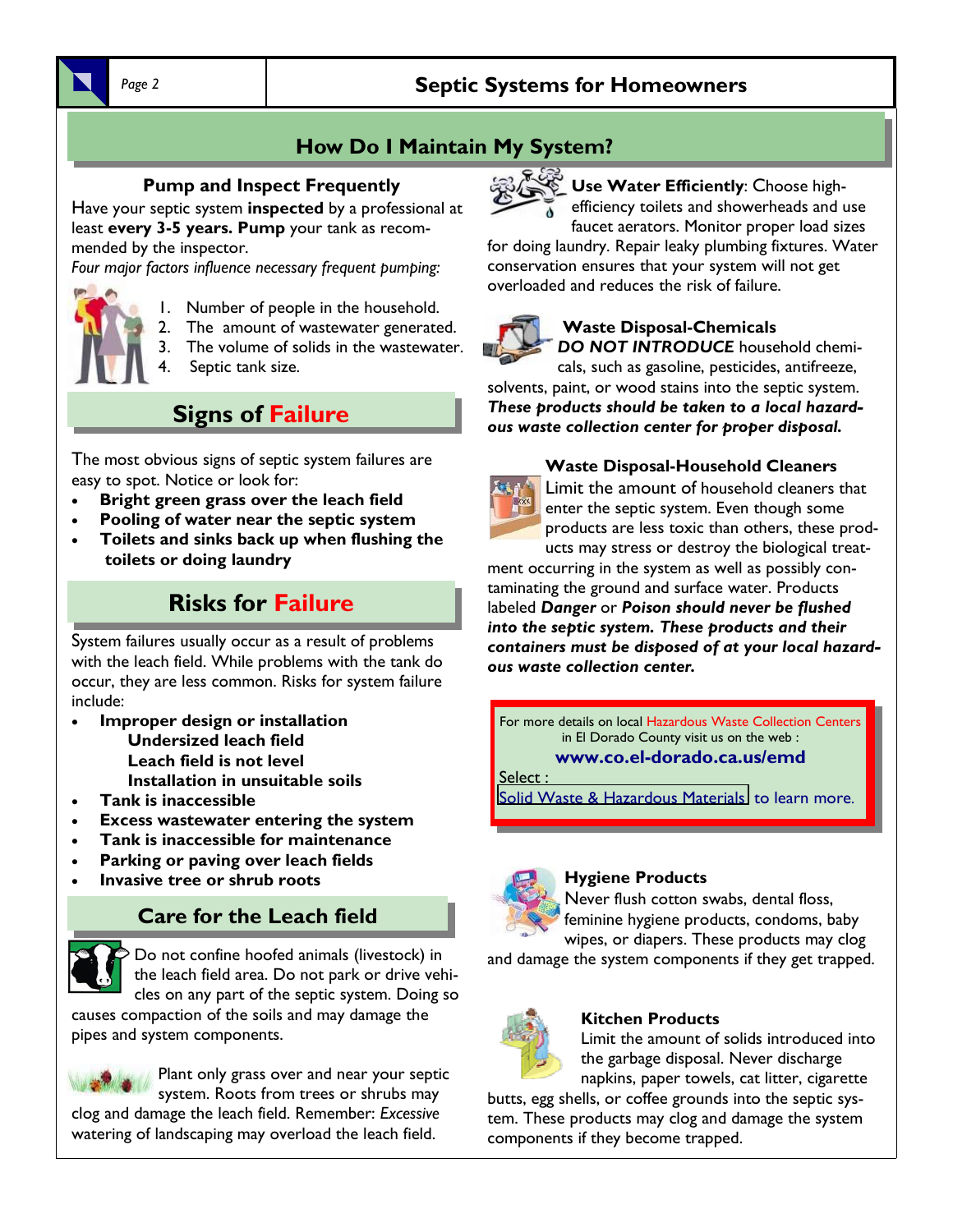## How Do I Maintain My System?

### Pump and Inspect Frequently

Have your septic system **inspected** by a professional at least **every 3-5 years. Pump** your tank as recommended by the inspector.

*Four major factors influence necessary frequent pumping:*

1. Number of people in the household.
2. The amount of wastewater generated.
3. The volume of solids in the wastewater.
4. Septic tank size.

## Signs of Failure

The most obvious signs of septic system failures are easy to spot. Notice or look for:

- **Bright green grass over the leach field**
- **Pooling of water near the septic system**
- **Toilets and sinks back up when flushing the toilets or doing laundry**

## Risks for Failure

System failures usually occur as a result of problems with the leach field. While problems with the tank do occur, they are less common. Risks for system failure include:

- **Improper design or installation**
  - **Undersized leach field**
  - **Leach field is not level**
  - **Installation in unsuitable soils**
- **Tank is inaccessible**
- **Excess wastewater entering the system**
- **Tank is inaccessible for maintenance**
- **Parking or paving over leach fields**
- **Invasive tree or shrub roots**

## Care for the Leach field

Do not confine hoofed animals (livestock) in the leach field area. Do not park or drive vehicles on any part of the septic system. Doing so causes compaction of the soils and may damage the pipes and system components.

Plant only grass over and near your septic system. Roots from trees or shrubs may clog and damage the leach field. Remember: *Excessive* watering of landscaping may overload the leach field.

**Use Water Efficiently**: Choose high-efficiency toilets and showerheads and use faucet aerators. Monitor proper load sizes for doing laundry. Repair leaky plumbing fixtures. Water conservation ensures that your system will not get overloaded and reduces the risk of failure.

### Waste Disposal-Chemicals

***DO NOT INTRODUCE*** household chemicals, such as gasoline, pesticides, antifreeze, solvents, paint, or wood stains into the septic system. ***These products should be taken to a local hazardous waste collection center for proper disposal.***

### Waste Disposal-Household Cleaners

Limit the amount of household cleaners that enter the septic system. Even though some products are less toxic than others, these products may stress or destroy the biological treatment occurring in the system as well as possibly contaminating the ground and surface water. Products labeled ***Danger*** or ***Poison should never be flushed into the septic system. These products and their containers must be disposed of at your local hazardous waste collection center.***

For more details on local Hazardous Waste Collection Centers in El Dorado County visit us on the web :

**www.co.el-dorado.ca.us/emd**

Select :

Solid Waste & Hazardous Materials to learn more.

### Hygiene Products

Never flush cotton swabs, dental floss, feminine hygiene products, condoms, baby wipes, or diapers. These products may clog and damage the system components if they get trapped.

### Kitchen Products

Limit the amount of solids introduced into the garbage disposal. Never discharge napkins, paper towels, cat litter, cigarette butts, egg shells, or coffee grounds into the septic system. These products may clog and damage the system components if they become trapped.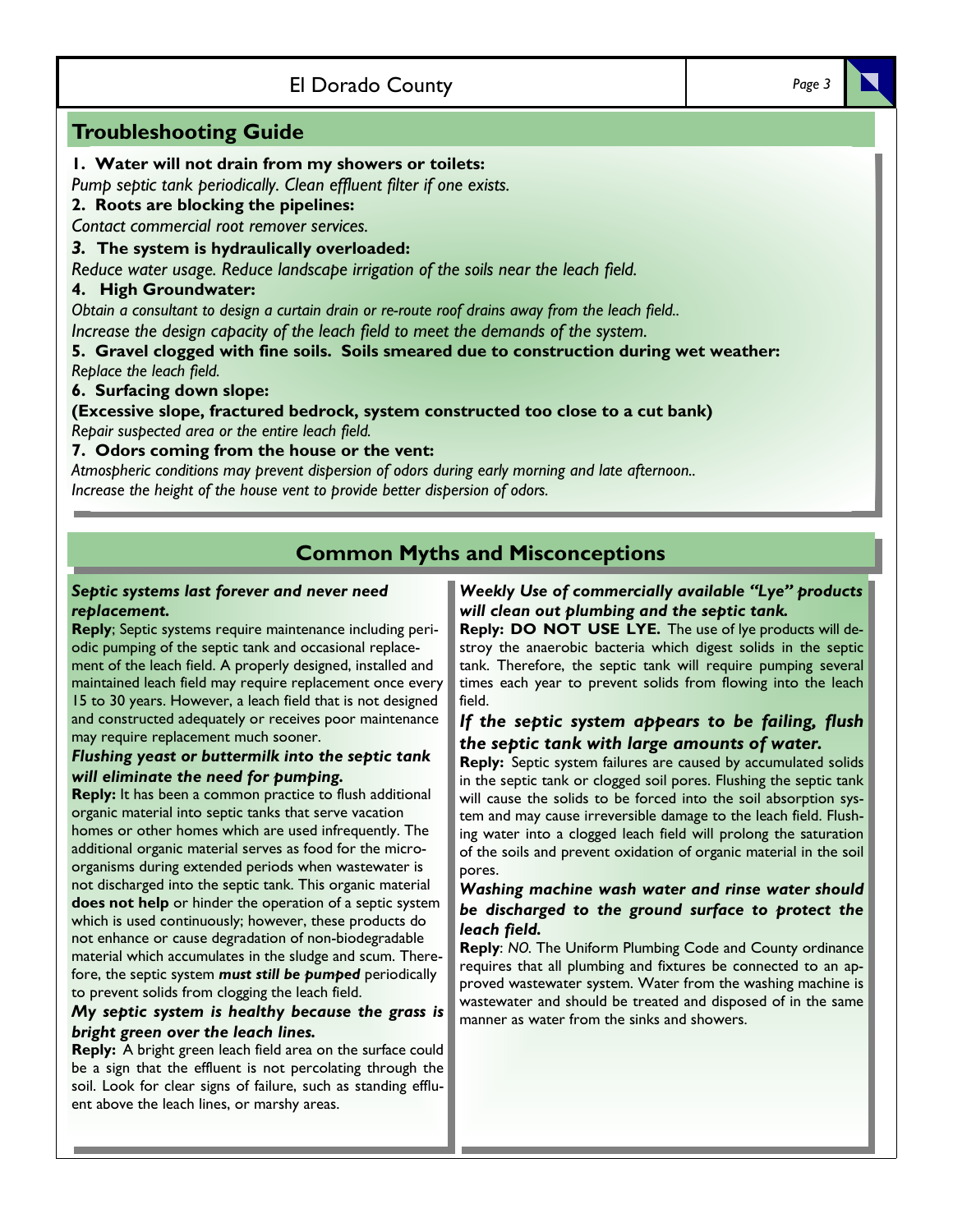## Troubleshooting Guide

**1. Water will not drain from my showers or toilets:**
*Pump septic tank periodically. Clean effluent filter if one exists.*

**2. Roots are blocking the pipelines:**
*Contact commercial root remover services.*

***3.* The system is hydraulically overloaded:**
*Reduce water usage. Reduce landscape irrigation of the soils near the leach field.*

**4. High Groundwater:**
*Obtain a consultant to design a curtain drain or re-route roof drains away from the leach field..*
*Increase the design capacity of the leach field to meet the demands of the system.*

**5. Gravel clogged with fine soils. Soils smeared due to construction during wet weather:**
*Replace the leach field.*

**6. Surfacing down slope:**
**(Excessive slope, fractured bedrock, system constructed too close to a cut bank)**
*Repair suspected area or the entire leach field.*

**7. Odors coming from the house or the vent:**
*Atmospheric conditions may prevent dispersion of odors during early morning and late afternoon..*
*Increase the height of the house vent to provide better dispersion of odors.*

## Common Myths and Misconceptions

***Septic systems last forever and never need replacement.***

**Reply**; Septic systems require maintenance including periodic pumping of the septic tank and occasional replacement of the leach field. A properly designed, installed and maintained leach field may require replacement once every 15 to 30 years. However, a leach field that is not designed and constructed adequately or receives poor maintenance may require replacement much sooner.

***Flushing yeast or buttermilk into the septic tank will eliminate the need for pumping.***

**Reply:** It has been a common practice to flush additional organic material into septic tanks that serve vacation homes or other homes which are used infrequently. The additional organic material serves as food for the micro-organisms during extended periods when wastewater is not discharged into the septic tank. This organic material **does not help** or hinder the operation of a septic system which is used continuously; however, these products do not enhance or cause degradation of non-biodegradable material which accumulates in the sludge and scum. Therefore, the septic system ***must still be pumped*** periodically to prevent solids from clogging the leach field.

***My septic system is healthy because the grass is bright green over the leach lines.***

**Reply:** A bright green leach field area on the surface could be a sign that the effluent is not percolating through the soil. Look for clear signs of failure, such as standing effluent above the leach lines, or marshy areas.

***Weekly Use of commercially available "Lye" products will clean out plumbing and the septic tank.***

**Reply: DO NOT USE LYE.** The use of lye products will destroy the anaerobic bacteria which digest solids in the septic tank. Therefore, the septic tank will require pumping several times each year to prevent solids from flowing into the leach field.

***If the septic system appears to be failing, flush the septic tank with large amounts of water.***

**Reply:** Septic system failures are caused by accumulated solids in the septic tank or clogged soil pores. Flushing the septic tank will cause the solids to be forced into the soil absorption system and may cause irreversible damage to the leach field. Flushing water into a clogged leach field will prolong the saturation of the soils and prevent oxidation of organic material in the soil pores.

***Washing machine wash water and rinse water should be discharged to the ground surface to protect the leach field.***

**Reply**: *NO.* The Uniform Plumbing Code and County ordinance requires that all plumbing and fixtures be connected to an approved wastewater system. Water from the washing machine is wastewater and should be treated and disposed of in the same manner as water from the sinks and showers.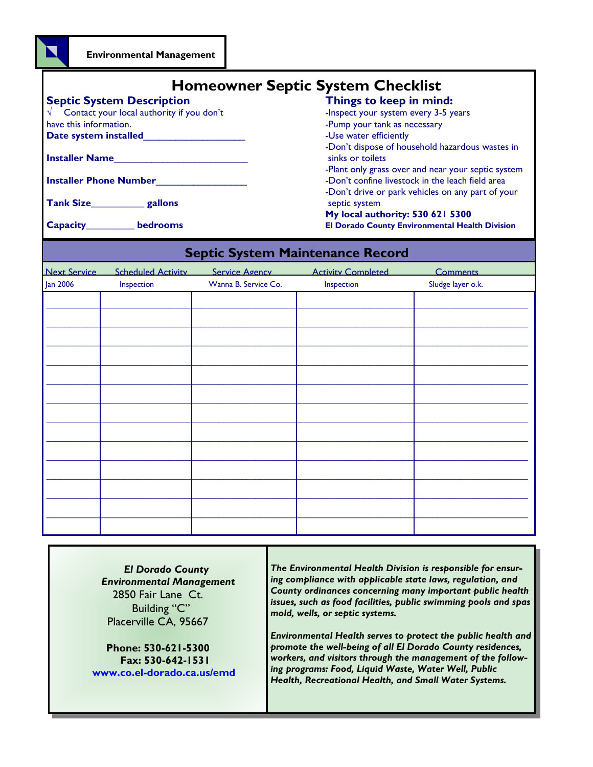**Environmental Management**

# Homeowner Septic System Checklist

## Septic System Description

√ Contact your local authority if you don't have this information.

**Date system installed**___________________

**Installer Name**_________________________

**Installer Phone Number**_________________

**Tank Size**__________ **gallons**

**Capacity**_________ **bedrooms**

## Things to keep in mind:

- Inspect your system every 3-5 years
- Pump your tank as necessary
- Use water efficiently
- Don't dispose of household hazardous wastes in sinks or toilets
- Plant only grass over and near your septic system
- Don't confine livestock in the leach field area
- Don't drive or park vehicles on any part of your septic system

**My local authority: 530 621 5300**

**El Dorado County Environmental Health Division**

## Septic System Maintenance Record

| Next Service | Scheduled Activity | Service Agency | Activity Completed | Comments |
|---|---|---|---|---|
| Jan 2006 | Inspection | Wanna B. Service Co. | Inspection | Sludge layer o.k. |
| | | | | |
| | | | | |
| | | | | |
| | | | | |
| | | | | |
| | | | | |
| | | | | |
| | | | | |
| | | | | |
| | | | | |
| | | | | |
| | | | | |

***El Dorado County***
***Environmental Management***
2850 Fair Lane Ct.
Building "C"
Placerville CA, 95667

**Phone: 530-621-5300**
**Fax: 530-642-1531**
**www.co.el-dorado.ca.us/emd**

***The Environmental Health Division is responsible for ensuring compliance with applicable state laws, regulation, and County ordinances concerning many important public health issues, such as food facilities, public swimming pools and spas mold, wells, or septic systems.***

***Environmental Health serves to protect the public health and promote the well-being of all El Dorado County residences, workers, and visitors through the management of the following programs: Food, Liquid Waste, Water Well, Public Health, Recreational Health, and Small Water Systems.***